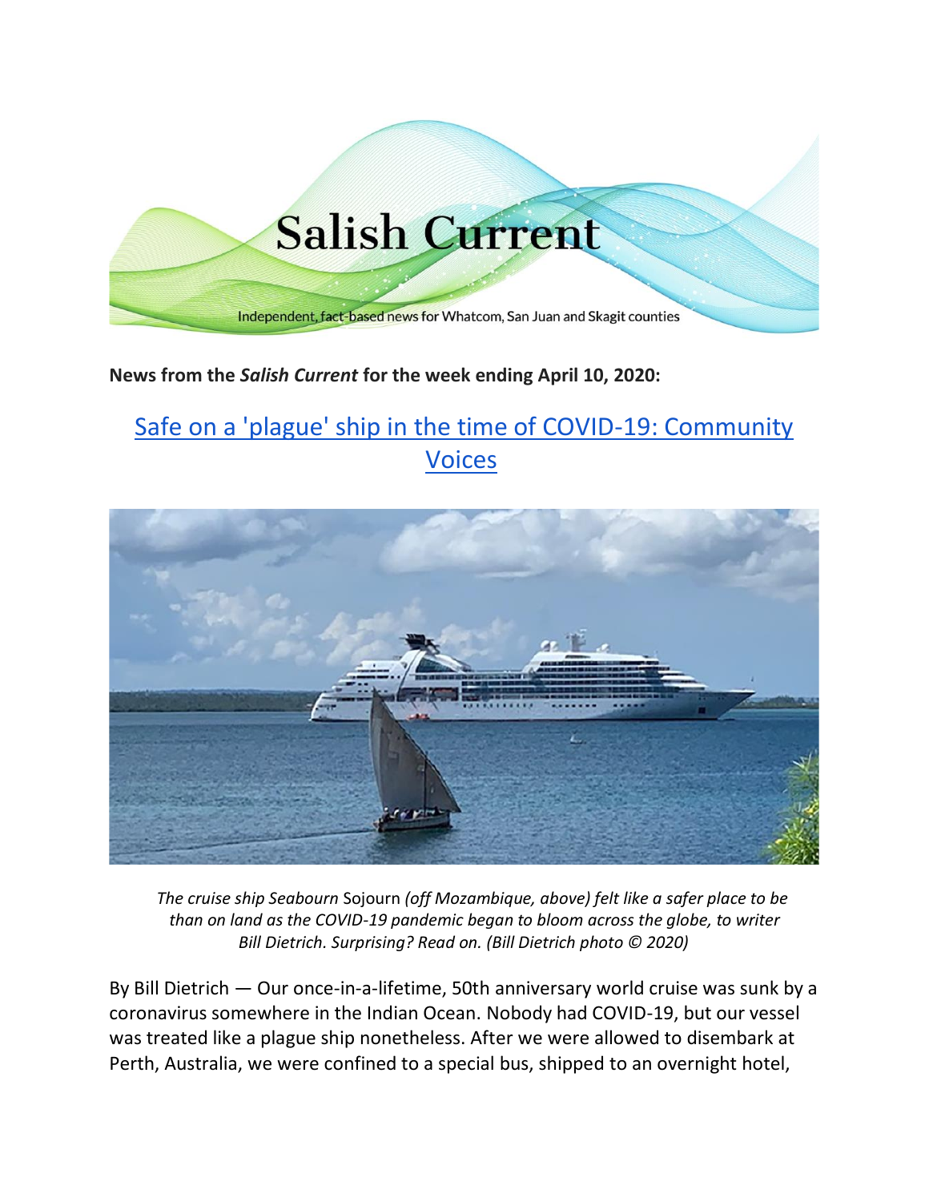# Salish Current

Independent, fact-based news for Whatcom, San Juan and Skagit counties

**News from the *Salish Current* for the week ending April 10, 2020:**

## Safe on a 'plague' ship in the time of COVID-19: Community Voices

*The cruise ship Seabourn* Sojourn *(off Mozambique, above) felt like a safer place to be than on land as the COVID-19 pandemic began to bloom across the globe, to writer Bill Dietrich. Surprising? Read on. (Bill Dietrich photo © 2020)*

By Bill Dietrich — Our once-in-a-lifetime, 50th anniversary world cruise was sunk by a coronavirus somewhere in the Indian Ocean. Nobody had COVID-19, but our vessel was treated like a plague ship nonetheless. After we were allowed to disembark at Perth, Australia, we were confined to a special bus, shipped to an overnight hotel,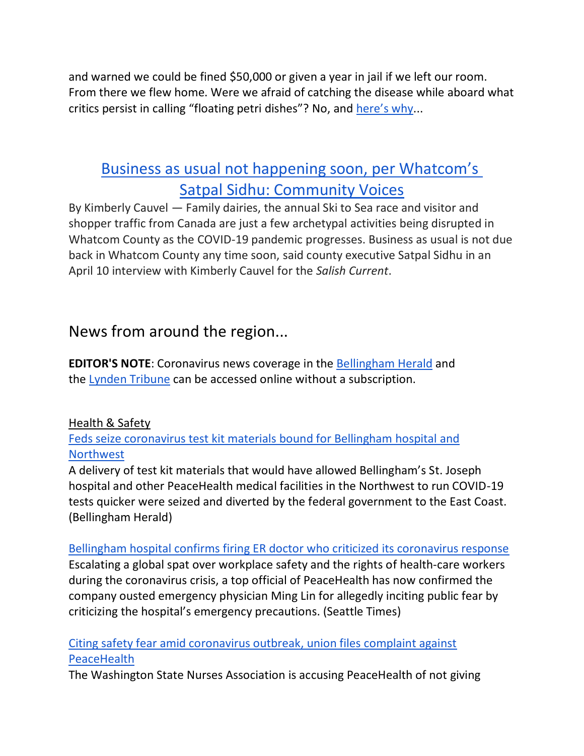and warned we could be fined $50,000 or given a year in jail if we left our room. From there we flew home. Were we afraid of catching the disease while aboard what critics persist in calling "floating petri dishes"? No, and here's why...

## Business as usual not happening soon, per Whatcom's Satpal Sidhu: Community Voices

By Kimberly Cauvel — Family dairies, the annual Ski to Sea race and visitor and shopper traffic from Canada are just a few archetypal activities being disrupted in Whatcom County as the COVID-19 pandemic progresses. Business as usual is not due back in Whatcom County any time soon, said county executive Satpal Sidhu in an April 10 interview with Kimberly Cauvel for the *Salish Current*.

## News from around the region...

**EDITOR'S NOTE**: Coronavirus news coverage in the Bellingham Herald and the Lynden Tribune can be accessed online without a subscription.

Health & Safety

Feds seize coronavirus test kit materials bound for Bellingham hospital and Northwest

A delivery of test kit materials that would have allowed Bellingham's St. Joseph hospital and other PeaceHealth medical facilities in the Northwest to run COVID-19 tests quicker were seized and diverted by the federal government to the East Coast. (Bellingham Herald)

Bellingham hospital confirms firing ER doctor who criticized its coronavirus response

Escalating a global spat over workplace safety and the rights of health-care workers during the coronavirus crisis, a top official of PeaceHealth has now confirmed the company ousted emergency physician Ming Lin for allegedly inciting public fear by criticizing the hospital's emergency precautions. (Seattle Times)

Citing safety fear amid coronavirus outbreak, union files complaint against PeaceHealth

The Washington State Nurses Association is accusing PeaceHealth of not giving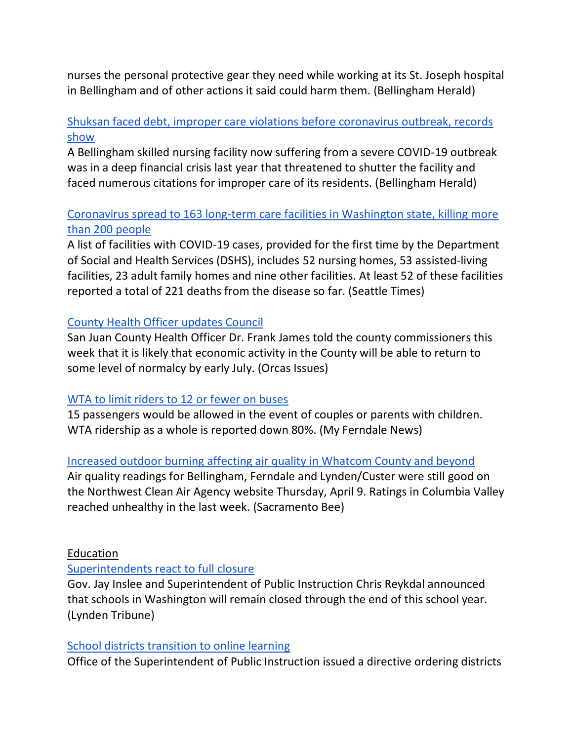nurses the personal protective gear they need while working at its St. Joseph hospital in Bellingham and of other actions it said could harm them. (Bellingham Herald)

[Shuksan faced debt, improper care violations before coronavirus outbreak, records show]
A Bellingham skilled nursing facility now suffering from a severe COVID-19 outbreak was in a deep financial crisis last year that threatened to shutter the facility and faced numerous citations for improper care of its residents. (Bellingham Herald)

[Coronavirus spread to 163 long-term care facilities in Washington state, killing more than 200 people]
A list of facilities with COVID-19 cases, provided for the first time by the Department of Social and Health Services (DSHS), includes 52 nursing homes, 53 assisted-living facilities, 23 adult family homes and nine other facilities. At least 52 of these facilities reported a total of 221 deaths from the disease so far. (Seattle Times)

[County Health Officer updates Council]
San Juan County Health Officer Dr. Frank James told the county commissioners this week that it is likely that economic activity in the County will be able to return to some level of normalcy by early July. (Orcas Issues)

[WTA to limit riders to 12 or fewer on buses]
15 passengers would be allowed in the event of couples or parents with children. WTA ridership as a whole is reported down 80%. (My Ferndale News)

[Increased outdoor burning affecting air quality in Whatcom County and beyond]
Air quality readings for Bellingham, Ferndale and Lynden/Custer were still good on the Northwest Clean Air Agency website Thursday, April 9. Ratings in Columbia Valley reached unhealthy in the last week. (Sacramento Bee)

## Education

[Superintendents react to full closure]
Gov. Jay Inslee and Superintendent of Public Instruction Chris Reykdal announced that schools in Washington will remain closed through the end of this school year. (Lynden Tribune)

[School districts transition to online learning]
Office of the Superintendent of Public Instruction issued a directive ordering districts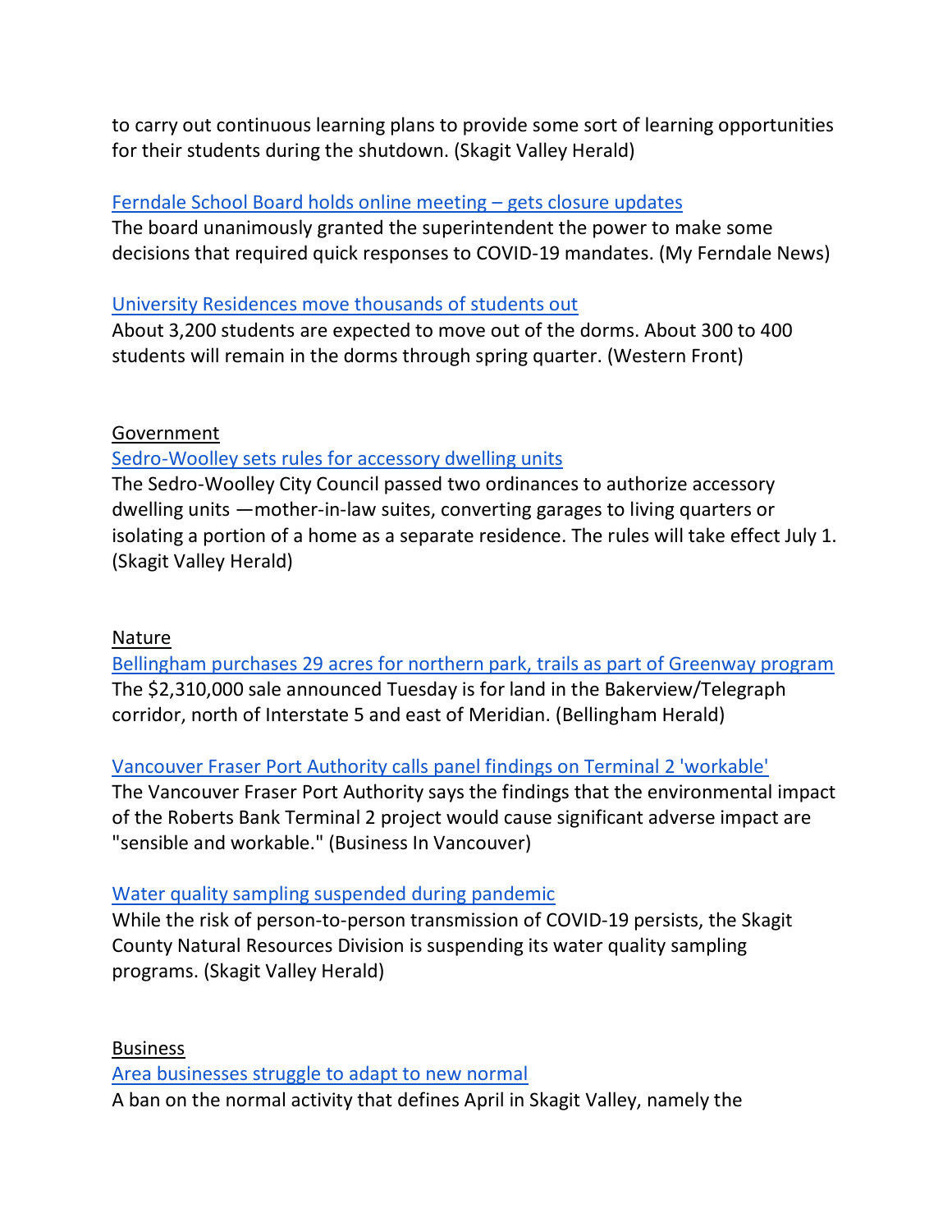to carry out continuous learning plans to provide some sort of learning opportunities for their students during the shutdown. (Skagit Valley Herald)

[Ferndale School Board holds online meeting – gets closure updates]

The board unanimously granted the superintendent the power to make some decisions that required quick responses to COVID-19 mandates. (My Ferndale News)

[University Residences move thousands of students out]

About 3,200 students are expected to move out of the dorms. About 300 to 400 students will remain in the dorms through spring quarter. (Western Front)

## Government

[Sedro-Woolley sets rules for accessory dwelling units]

The Sedro-Woolley City Council passed two ordinances to authorize accessory dwelling units —mother-in-law suites, converting garages to living quarters or isolating a portion of a home as a separate residence. The rules will take effect July 1. (Skagit Valley Herald)

## Nature

[Bellingham purchases 29 acres for northern park, trails as part of Greenway program]

The $2,310,000 sale announced Tuesday is for land in the Bakerview/Telegraph corridor, north of Interstate 5 and east of Meridian. (Bellingham Herald)

[Vancouver Fraser Port Authority calls panel findings on Terminal 2 'workable']

The Vancouver Fraser Port Authority says the findings that the environmental impact of the Roberts Bank Terminal 2 project would cause significant adverse impact are "sensible and workable." (Business In Vancouver)

[Water quality sampling suspended during pandemic]

While the risk of person-to-person transmission of COVID-19 persists, the Skagit County Natural Resources Division is suspending its water quality sampling programs. (Skagit Valley Herald)

## Business

[Area businesses struggle to adapt to new normal]

A ban on the normal activity that defines April in Skagit Valley, namely the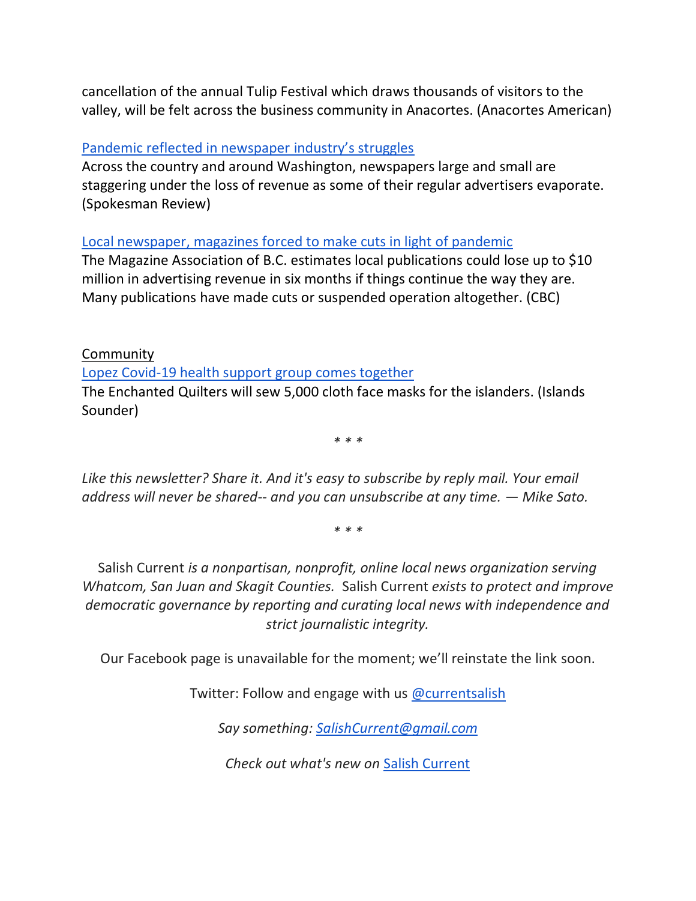cancellation of the annual Tulip Festival which draws thousands of visitors to the valley, will be felt across the business community in Anacortes. (Anacortes American)

Pandemic reflected in newspaper industry's struggles
Across the country and around Washington, newspapers large and small are staggering under the loss of revenue as some of their regular advertisers evaporate. (Spokesman Review)

Local newspaper, magazines forced to make cuts in light of pandemic
The Magazine Association of B.C. estimates local publications could lose up to $10 million in advertising revenue in six months if things continue the way they are. Many publications have made cuts or suspended operation altogether. (CBC)

Community

Lopez Covid-19 health support group comes together
The Enchanted Quilters will sew 5,000 cloth face masks for the islanders. (Islands Sounder)

\* \* \*

*Like this newsletter? Share it. And it's easy to subscribe by reply mail. Your email address will never be shared-- and you can unsubscribe at any time. — Mike Sato.*

\* \* \*

Salish Current *is a nonpartisan, nonprofit, online local news organization serving Whatcom, San Juan and Skagit Counties.* Salish Current *exists to protect and improve democratic governance by reporting and curating local news with independence and strict journalistic integrity.*

Our Facebook page is unavailable for the moment; we'll reinstate the link soon.

Twitter: Follow and engage with us @currentsalish

*Say something: SalishCurrent@gmail.com*

*Check out what's new on* Salish Current